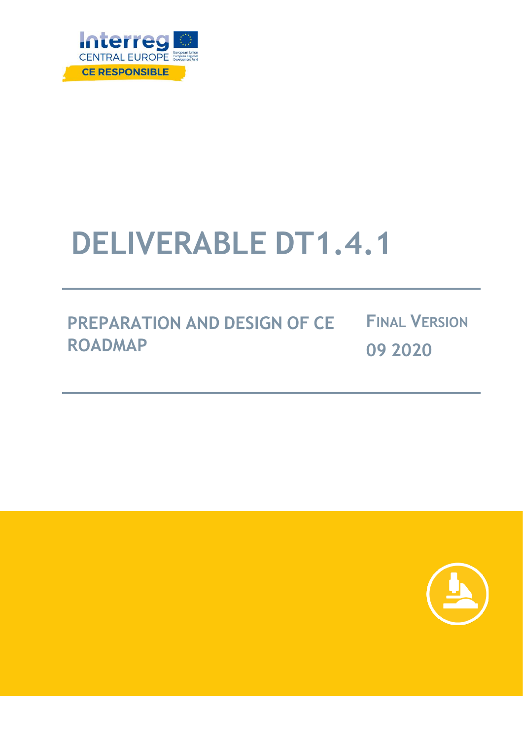Interreg CENTRAL EUROPE

CE RESPONSIBLE

# DELIVERABLE DT1.4.1

## PREPARATION AND DESIGN OF CE ROADMAP

FINAL VERSION

09 2020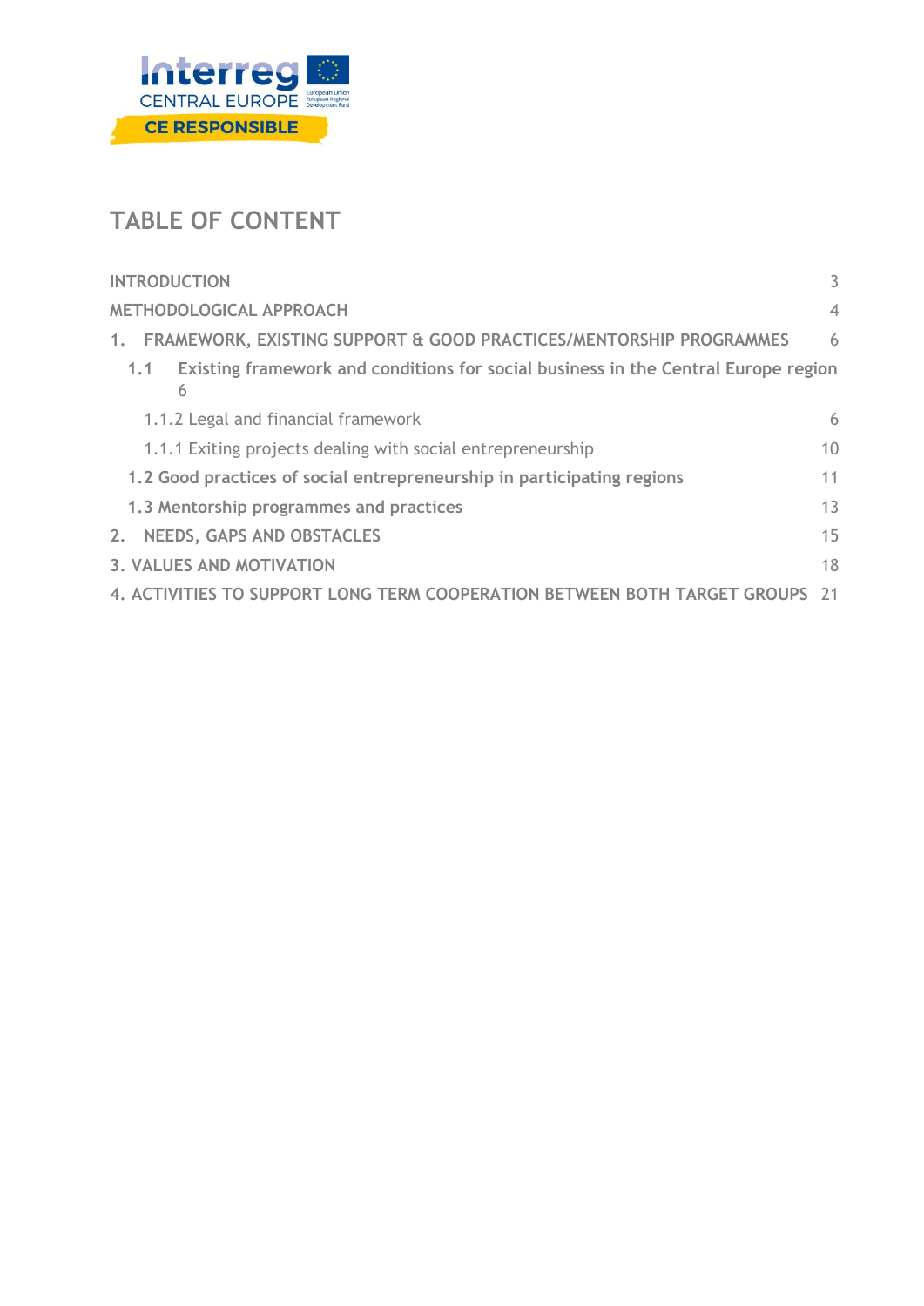# TABLE OF CONTENT

INTRODUCTION 3

METHODOLOGICAL APPROACH 4

1. FRAMEWORK, EXISTING SUPPORT & GOOD PRACTICES/MENTORSHIP PROGRAMMES 6

 1.1 Existing framework and conditions for social business in the Central Europe region 6

  1.1.2 Legal and financial framework 6

  1.1.1 Exiting projects dealing with social entrepreneurship 10

 1.2 Good practices of social entrepreneurship in participating regions 11

 1.3 Mentorship programmes and practices 13

2. NEEDS, GAPS AND OBSTACLES 15

3. VALUES AND MOTIVATION 18

4. ACTIVITIES TO SUPPORT LONG TERM COOPERATION BETWEEN BOTH TARGET GROUPS 21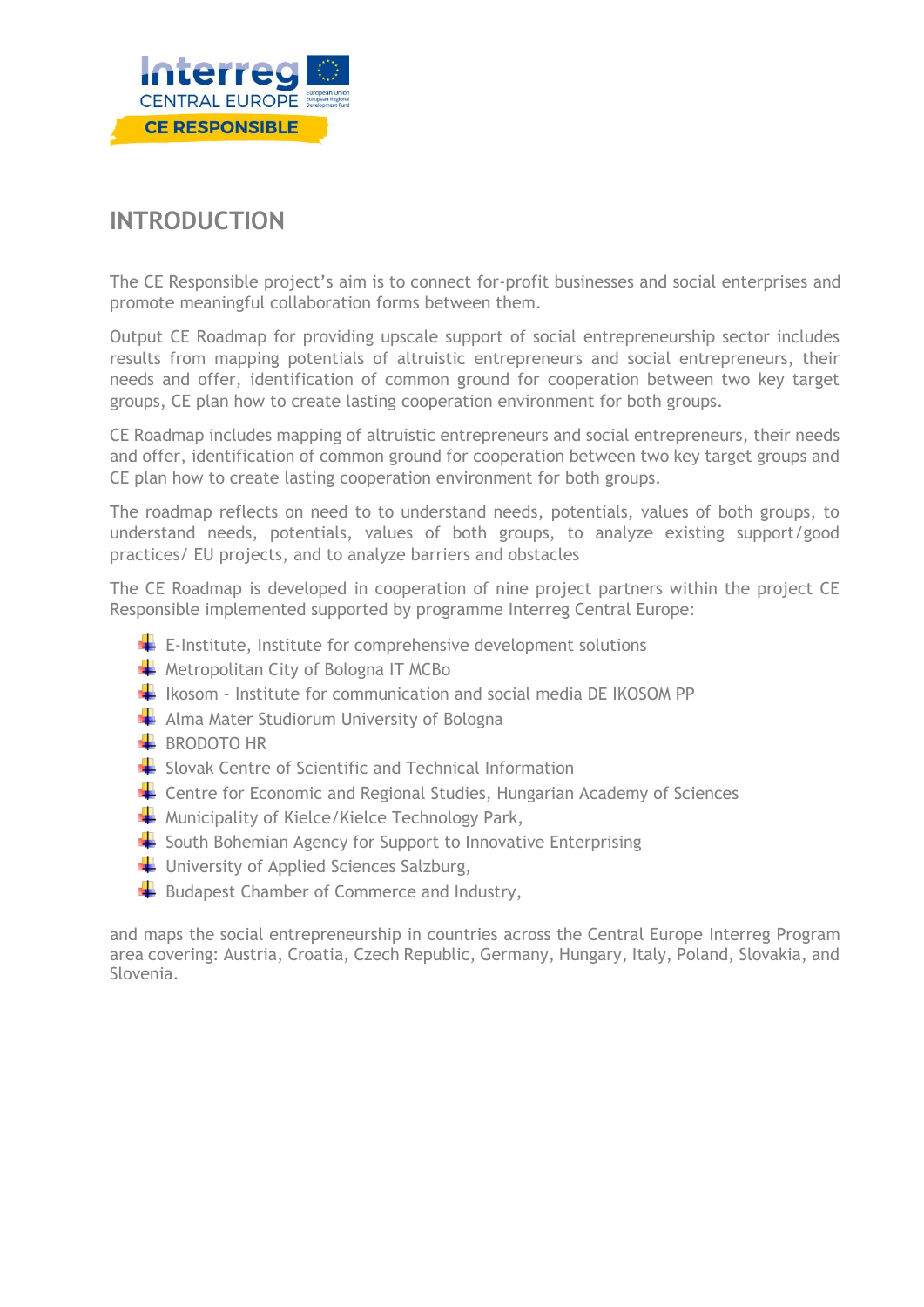# INTRODUCTION

The CE Responsible project's aim is to connect for-profit businesses and social enterprises and promote meaningful collaboration forms between them.

Output CE Roadmap for providing upscale support of social entrepreneurship sector includes results from mapping potentials of altruistic entrepreneurs and social entrepreneurs, their needs and offer, identification of common ground for cooperation between two key target groups, CE plan how to create lasting cooperation environment for both groups.

CE Roadmap includes mapping of altruistic entrepreneurs and social entrepreneurs, their needs and offer, identification of common ground for cooperation between two key target groups and CE plan how to create lasting cooperation environment for both groups.

The roadmap reflects on need to to understand needs, potentials, values of both groups, to understand needs, potentials, values of both groups, to analyze existing support/good practices/ EU projects, and to analyze barriers and obstacles

The CE Roadmap is developed in cooperation of nine project partners within the project CE Responsible implemented supported by programme Interreg Central Europe:

- E-Institute, Institute for comprehensive development solutions
- Metropolitan City of Bologna IT MCBo
- Ikosom – Institute for communication and social media DE IKOSOM PP
- Alma Mater Studiorum University of Bologna
- BRODOTO HR
- Slovak Centre of Scientific and Technical Information
- Centre for Economic and Regional Studies, Hungarian Academy of Sciences
- Municipality of Kielce/Kielce Technology Park,
- South Bohemian Agency for Support to Innovative Enterprising
- University of Applied Sciences Salzburg,
- Budapest Chamber of Commerce and Industry,

and maps the social entrepreneurship in countries across the Central Europe Interreg Program area covering: Austria, Croatia, Czech Republic, Germany, Hungary, Italy, Poland, Slovakia, and Slovenia.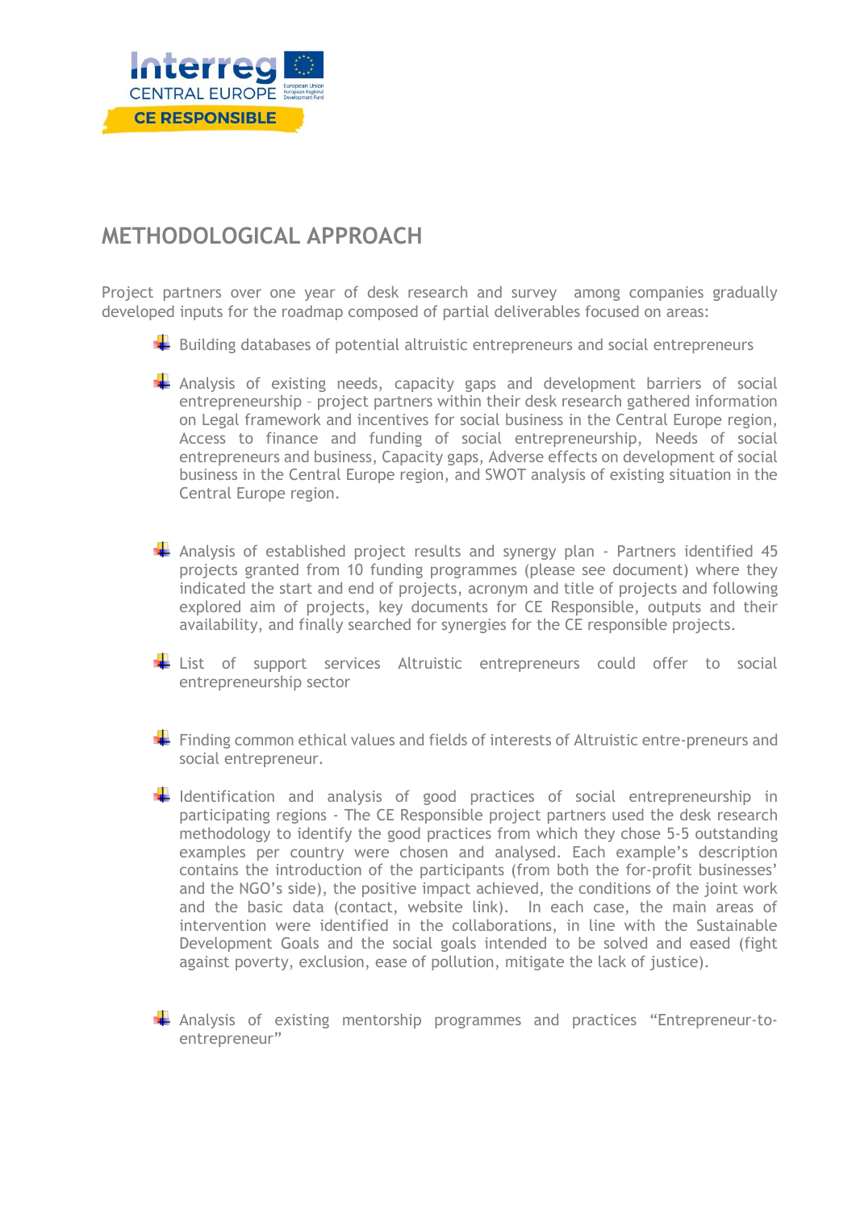## METHODOLOGICAL APPROACH

Project partners over one year of desk research and survey among companies gradually developed inputs for the roadmap composed of partial deliverables focused on areas:

- Building databases of potential altruistic entrepreneurs and social entrepreneurs
- Analysis of existing needs, capacity gaps and development barriers of social entrepreneurship – project partners within their desk research gathered information on Legal framework and incentives for social business in the Central Europe region, Access to finance and funding of social entrepreneurship, Needs of social entrepreneurs and business, Capacity gaps, Adverse effects on development of social business in the Central Europe region, and SWOT analysis of existing situation in the Central Europe region.
- Analysis of established project results and synergy plan - Partners identified 45 projects granted from 10 funding programmes (please see document) where they indicated the start and end of projects, acronym and title of projects and following explored aim of projects, key documents for CE Responsible, outputs and their availability, and finally searched for synergies for the CE responsible projects.
- List of support services Altruistic entrepreneurs could offer to social entrepreneurship sector
- Finding common ethical values and fields of interests of Altruistic entre-preneurs and social entrepreneur.
- Identification and analysis of good practices of social entrepreneurship in participating regions - The CE Responsible project partners used the desk research methodology to identify the good practices from which they chose 5-5 outstanding examples per country were chosen and analysed. Each example's description contains the introduction of the participants (from both the for-profit businesses' and the NGO's side), the positive impact achieved, the conditions of the joint work and the basic data (contact, website link). In each case, the main areas of intervention were identified in the collaborations, in line with the Sustainable Development Goals and the social goals intended to be solved and eased (fight against poverty, exclusion, ease of pollution, mitigate the lack of justice).
- Analysis of existing mentorship programmes and practices "Entrepreneur-to-entrepreneur"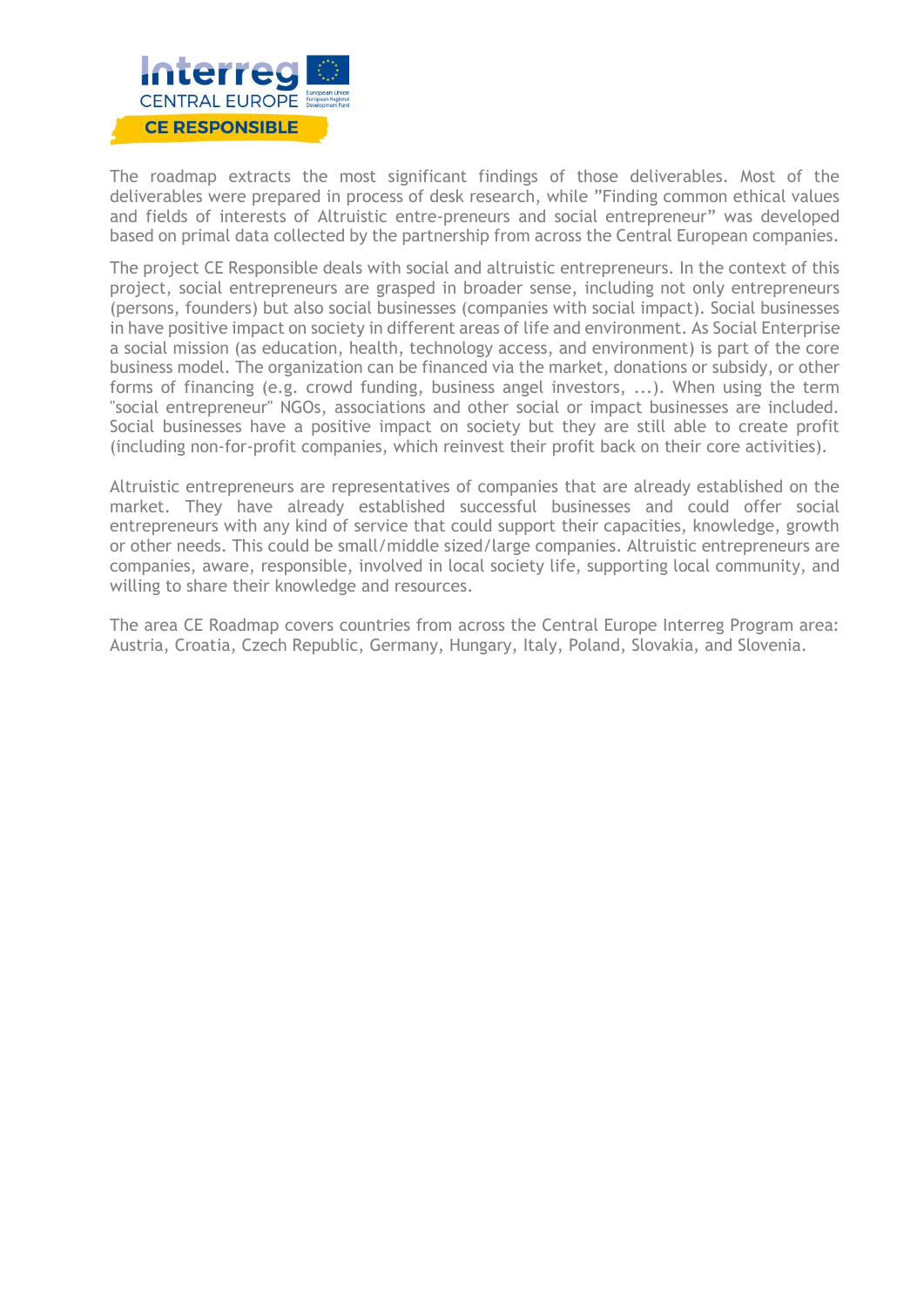The roadmap extracts the most significant findings of those deliverables. Most of the deliverables were prepared in process of desk research, while ”Finding common ethical values and fields of interests of Altruistic entre-preneurs and social entrepreneur” was developed based on primal data collected by the partnership from across the Central European companies.

The project CE Responsible deals with social and altruistic entrepreneurs. In the context of this project, social entrepreneurs are grasped in broader sense, including not only entrepreneurs (persons, founders) but also social businesses (companies with social impact). Social businesses in have positive impact on society in different areas of life and environment. As Social Enterprise a social mission (as education, health, technology access, and environment) is part of the core business model. The organization can be financed via the market, donations or subsidy, or other forms of financing (e.g. crowd funding, business angel investors, ...). When using the term "social entrepreneur" NGOs, associations and other social or impact businesses are included. Social businesses have a positive impact on society but they are still able to create profit (including non-for-profit companies, which reinvest their profit back on their core activities).

Altruistic entrepreneurs are representatives of companies that are already established on the market. They have already established successful businesses and could offer social entrepreneurs with any kind of service that could support their capacities, knowledge, growth or other needs. This could be small/middle sized/large companies. Altruistic entrepreneurs are companies, aware, responsible, involved in local society life, supporting local community, and willing to share their knowledge and resources.

The area CE Roadmap covers countries from across the Central Europe Interreg Program area: Austria, Croatia, Czech Republic, Germany, Hungary, Italy, Poland, Slovakia, and Slovenia.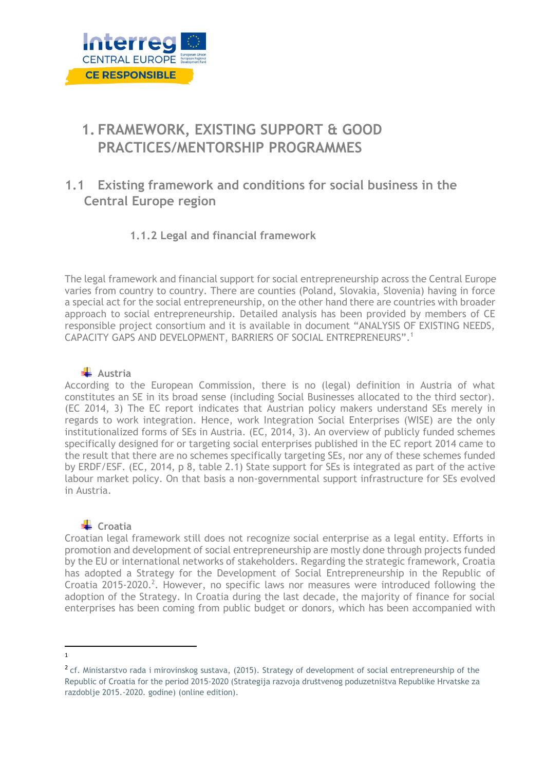# 1. FRAMEWORK, EXISTING SUPPORT & GOOD PRACTICES/MENTORSHIP PROGRAMMES

## 1.1 Existing framework and conditions for social business in the Central Europe region

### 1.1.2 Legal and financial framework

The legal framework and financial support for social entrepreneurship across the Central Europe varies from country to country. There are counties (Poland, Slovakia, Slovenia) having in force a special act for the social entrepreneurship, on the other hand there are countries with broader approach to social entrepreneurship. Detailed analysis has been provided by members of CE responsible project consortium and it is available in document "ANALYSIS OF EXISTING NEEDS, CAPACITY GAPS AND DEVELOPMENT, BARRIERS OF SOCIAL ENTREPRENEURS".[1]

**Austria**

According to the European Commission, there is no (legal) definition in Austria of what constitutes an SE in its broad sense (including Social Businesses allocated to the third sector). (EC 2014, 3) The EC report indicates that Austrian policy makers understand SEs merely in regards to work integration. Hence, work Integration Social Enterprises (WISE) are the only institutionalized forms of SEs in Austria. (EC, 2014, 3). An overview of publicly funded schemes specifically designed for or targeting social enterprises published in the EC report 2014 came to the result that there are no schemes specifically targeting SEs, nor any of these schemes funded by ERDF/ESF. (EC, 2014, p 8, table 2.1) State support for SEs is integrated as part of the active labour market policy. On that basis a non-governmental support infrastructure for SEs evolved in Austria.

**Croatia**

Croatian legal framework still does not recognize social enterprise as a legal entity. Efforts in promotion and development of social entrepreneurship are mostly done through projects funded by the EU or international networks of stakeholders. Regarding the strategic framework, Croatia has adopted a Strategy for the Development of Social Entrepreneurship in the Republic of Croatia 2015-2020.[2]. However, no specific laws nor measures were introduced following the adoption of the Strategy. In Croatia during the last decade, the majority of finance for social enterprises has been coming from public budget or donors, which has been accompanied with

---

[1]

[2] cf. Ministarstvo rada i mirovinskog sustava, (2015). Strategy of development of social entrepreneurship of the Republic of Croatia for the period 2015-2020 (Strategija razvoja društvenog poduzetništva Republike Hrvatske za razdoblje 2015.-2020. godine) (online edition).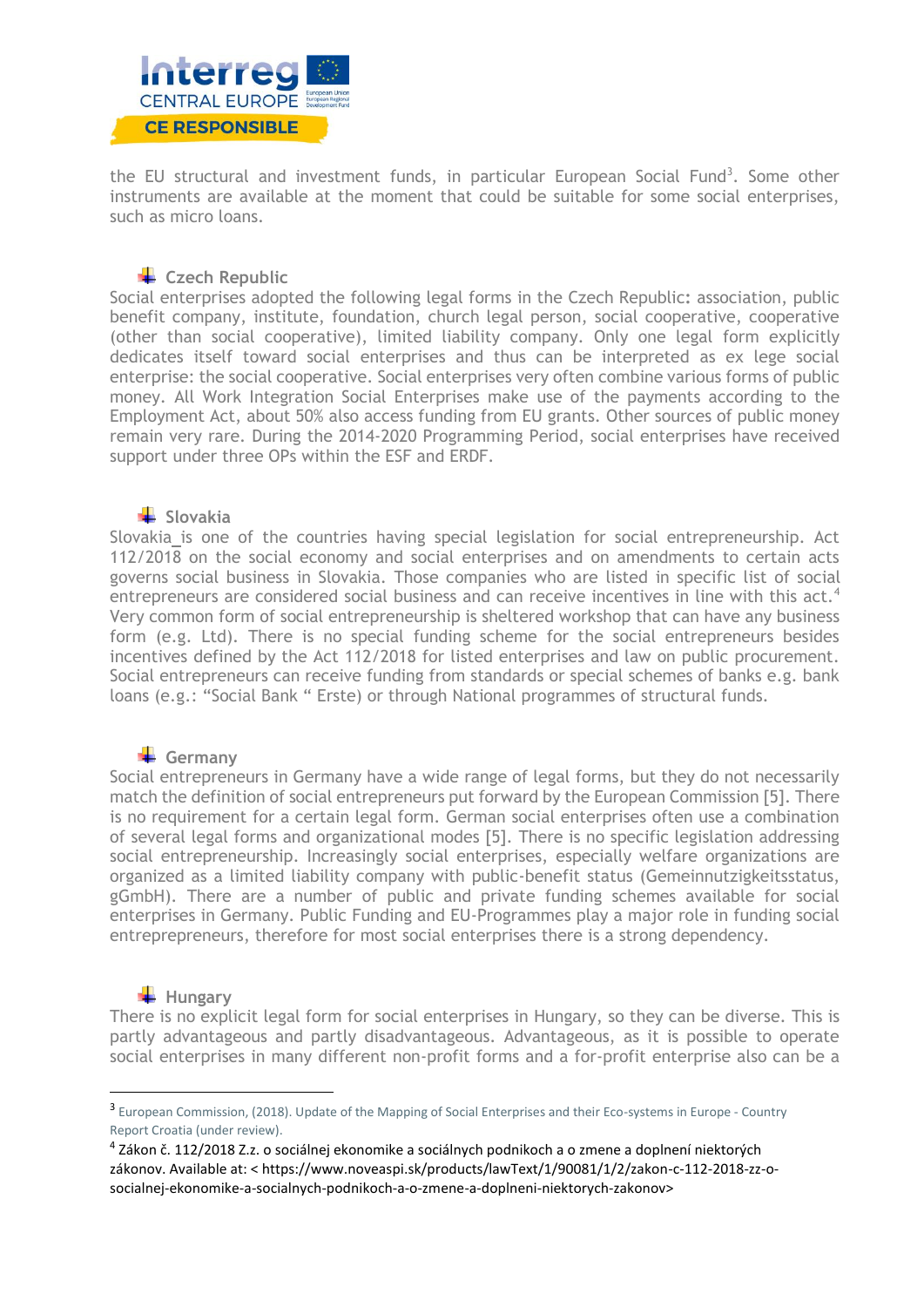the EU structural and investment funds, in particular European Social Fund[3]. Some other instruments are available at the moment that could be suitable for some social enterprises, such as micro loans.

## Czech Republic

Social enterprises adopted the following legal forms in the Czech Republic: association, public benefit company, institute, foundation, church legal person, social cooperative, cooperative (other than social cooperative), limited liability company. Only one legal form explicitly dedicates itself toward social enterprises and thus can be interpreted as ex lege social enterprise: the social cooperative. Social enterprises very often combine various forms of public money. All Work Integration Social Enterprises make use of the payments according to the Employment Act, about 50% also access funding from EU grants. Other sources of public money remain very rare. During the 2014-2020 Programming Period, social enterprises have received support under three OPs within the ESF and ERDF.

## Slovakia

Slovakia_is one of the countries having special legislation for social entrepreneurship. Act 112/2018 on the social economy and social enterprises and on amendments to certain acts governs social business in Slovakia. Those companies who are listed in specific list of social entrepreneurs are considered social business and can receive incentives in line with this act.[4] Very common form of social entrepreneurship is sheltered workshop that can have any business form (e.g. Ltd). There is no special funding scheme for the social entrepreneurs besides incentives defined by the Act 112/2018 for listed enterprises and law on public procurement. Social entrepreneurs can receive funding from standards or special schemes of banks e.g. bank loans (e.g.: "Social Bank " Erste) or through National programmes of structural funds.

## Germany

Social entrepreneurs in Germany have a wide range of legal forms, but they do not necessarily match the definition of social entrepreneurs put forward by the European Commission [5]. There is no requirement for a certain legal form. German social enterprises often use a combination of several legal forms and organizational modes [5]. There is no specific legislation addressing social entrepreneurship. Increasingly social enterprises, especially welfare organizations are organized as a limited liability company with public-benefit status (Gemeinnutzigkeitsstatus, gGmbH). There are a number of public and private funding schemes available for social enterprises in Germany. Public Funding and EU-Programmes play a major role in funding social entreprepreneurs, therefore for most social enterprises there is a strong dependency.

## Hungary

There is no explicit legal form for social enterprises in Hungary, so they can be diverse. This is partly advantageous and partly disadvantageous. Advantageous, as it is possible to operate social enterprises in many different non-profit forms and a for-profit enterprise also can be a

---

[3] European Commission, (2018). Update of the Mapping of Social Enterprises and their Eco-systems in Europe - Country Report Croatia (under review).

[4] Zákon č. 112/2018 Z.z. o sociálnej ekonomike a sociálnych podnikoch a o zmene a doplnení niektorých zákonov. Available at: < https://www.noveaspi.sk/products/lawText/1/90081/1/2/zakon-c-112-2018-zz-o-socialnej-ekonomike-a-socialnych-podnikoch-a-o-zmene-a-doplneni-niektorych-zakonov>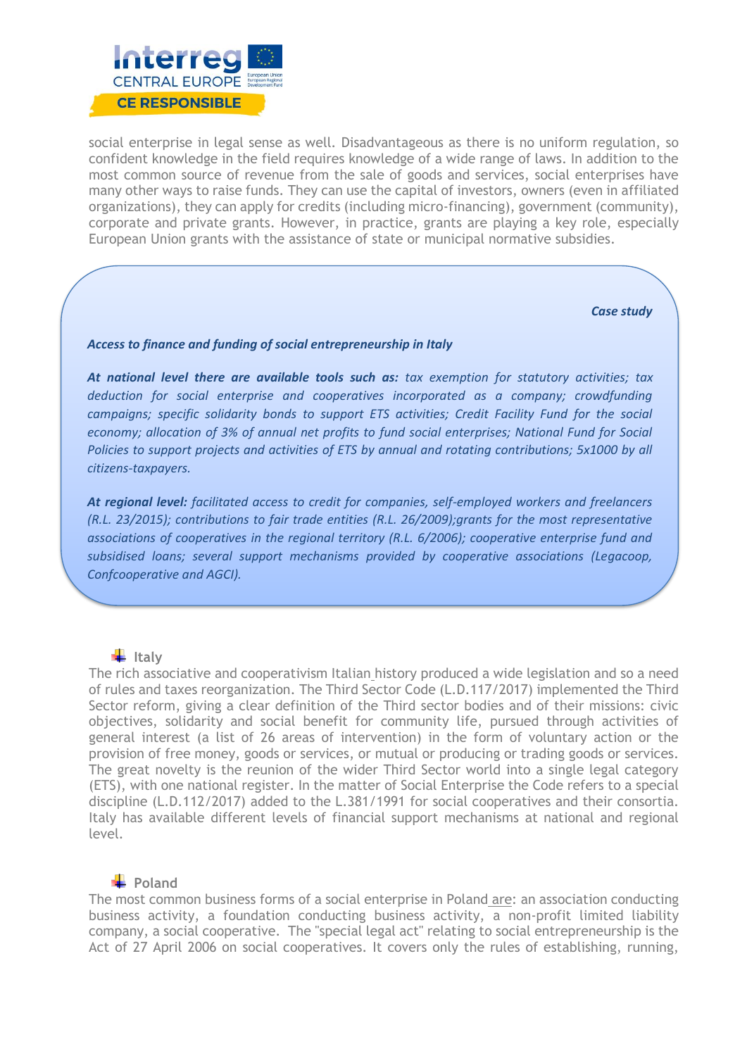social enterprise in legal sense as well. Disadvantageous as there is no uniform regulation, so confident knowledge in the field requires knowledge of a wide range of laws. In addition to the most common source of revenue from the sale of goods and services, social enterprises have many other ways to raise funds. They can use the capital of investors, owners (even in affiliated organizations), they can apply for credits (including micro-financing), government (community), corporate and private grants. However, in practice, grants are playing a key role, especially European Union grants with the assistance of state or municipal normative subsidies.

> ***Case study***
>
> ***Access to finance and funding of social entrepreneurship in Italy***
>
> ***At national level there are available tools such as:*** *tax exemption for statutory activities; tax deduction for social enterprise and cooperatives incorporated as a company; crowdfunding campaigns; specific solidarity bonds to support ETS activities; Credit Facility Fund for the social economy; allocation of 3% of annual net profits to fund social enterprises; National Fund for Social Policies to support projects and activities of ETS by annual and rotating contributions; 5x1000 by all citizens-taxpayers.*
>
> ***At regional level:*** *facilitated access to credit for companies, self-employed workers and freelancers (R.L. 23/2015); contributions to fair trade entities (R.L. 26/2009);grants for the most representative associations of cooperatives in the regional territory (R.L. 6/2006); cooperative enterprise fund and subsidised loans; several support mechanisms provided by cooperative associations (Legacoop, Confcooperative and AGCI).*

### Italy

The rich associative and cooperativism Italian history produced a wide legislation and so a need of rules and taxes reorganization. The Third Sector Code (L.D.117/2017) implemented the Third Sector reform, giving a clear definition of the Third sector bodies and of their missions: civic objectives, solidarity and social benefit for community life, pursued through activities of general interest (a list of 26 areas of intervention) in the form of voluntary action or the provision of free money, goods or services, or mutual or producing or trading goods or services. The great novelty is the reunion of the wider Third Sector world into a single legal category (ETS), with one national register. In the matter of Social Enterprise the Code refers to a special discipline (L.D.112/2017) added to the L.381/1991 for social cooperatives and their consortia. Italy has available different levels of financial support mechanisms at national and regional level.

### Poland

The most common business forms of a social enterprise in Poland are: an association conducting business activity, a foundation conducting business activity, a non-profit limited liability company, a social cooperative. The "special legal act" relating to social entrepreneurship is the Act of 27 April 2006 on social cooperatives. It covers only the rules of establishing, running,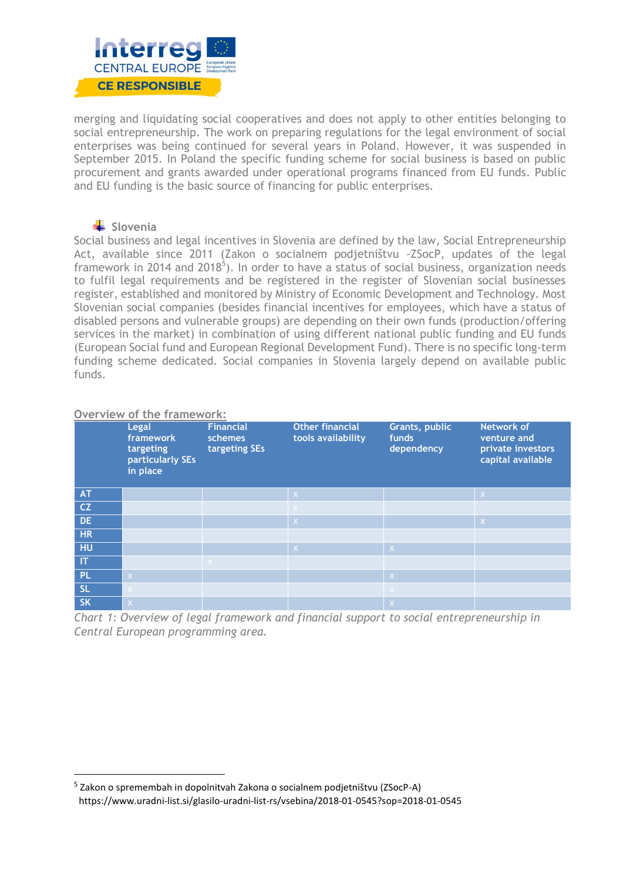merging and liquidating social cooperatives and does not apply to other entities belonging to social entrepreneurship. The work on preparing regulations for the legal environment of social enterprises was being continued for several years in Poland. However, it was suspended in September 2015. In Poland the specific funding scheme for social business is based on public procurement and grants awarded under operational programs financed from EU funds. Public and EU funding is the basic source of financing for public enterprises.

### Slovenia

Social business and legal incentives in Slovenia are defined by the law, Social Entrepreneurship Act, available since 2011 (Zakon o socialnem podjetništvu -ZSocP, updates of the legal framework in 2014 and 2018[5]). In order to have a status of social business, organization needs to fulfil legal requirements and be registered in the register of Slovenian social businesses register, established and monitored by Ministry of Economic Development and Technology. Most Slovenian social companies (besides financial incentives for employees, which have a status of disabled persons and vulnerable groups) are depending on their own funds (production/offering services in the market) in combination of using different national public funding and EU funds (European Social fund and European Regional Development Fund). There is no specific long-term funding scheme dedicated. Social companies in Slovenia largely depend on available public funds.

**Overview of the framework:**

| | Legal framework targeting particularly SEs in place | Financial schemes targeting SEs | Other financial tools availability | Grants, public funds dependency | Network of venture and private investors capital available |
|---|---|---|---|---|---|
| AT | | | x | | x |
| CZ | | | x | | |
| DE | | | x | | x |
| HR | | | | | |
| HU | | | x | x | |
| IT | | x | | | |
| PL | x | | | x | |
| SL | x | | | x | |
| SK | x | | | x | |

*Chart 1: Overview of legal framework and financial support to social entrepreneurship in Central European programming area.*

[5] Zakon o spremembah in dopolnitvah Zakona o socialnem podjetništvu (ZSocP-A) https://www.uradni-list.si/glasilo-uradni-list-rs/vsebina/2018-01-0545?sop=2018-01-0545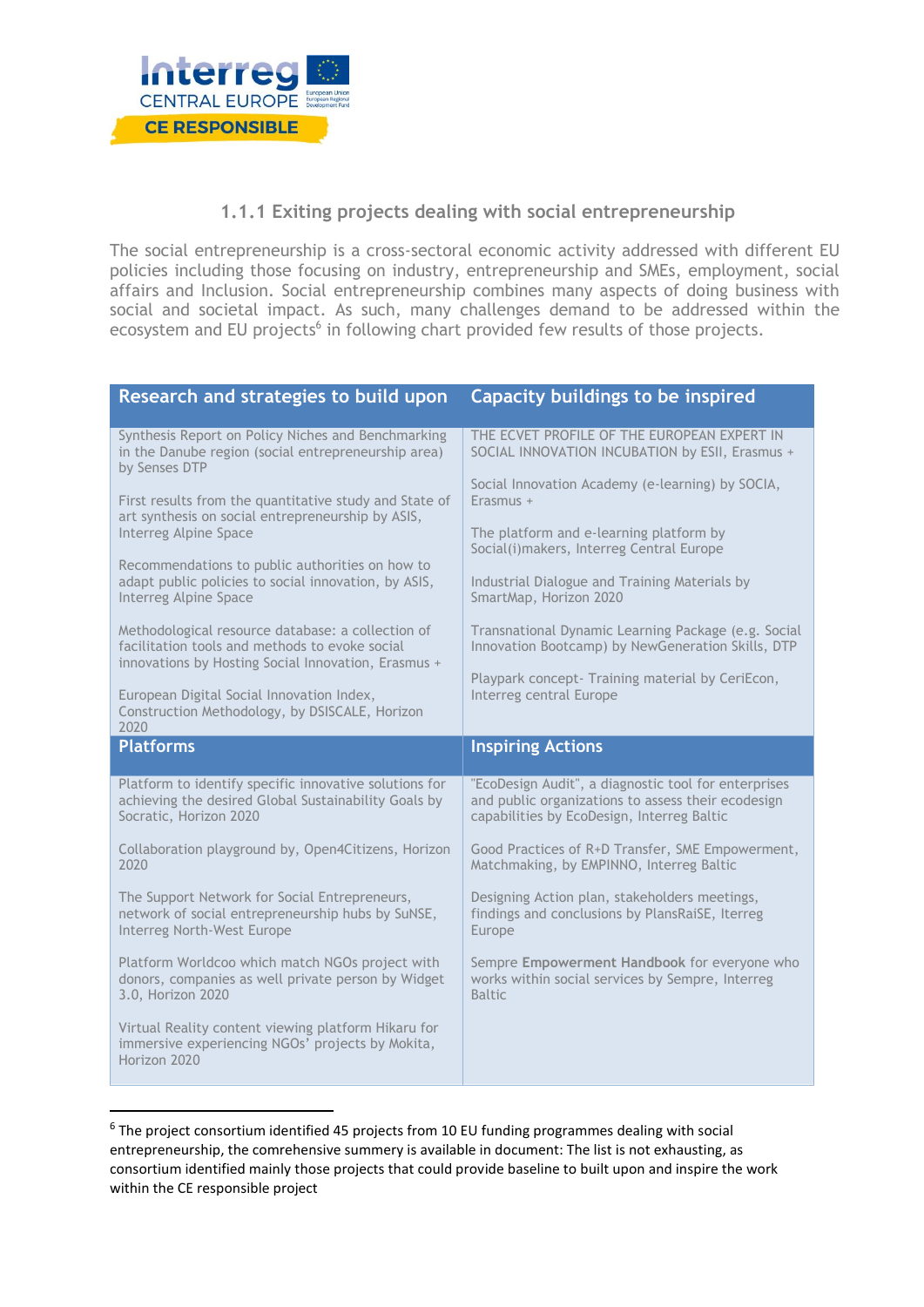### 1.1.1 Exiting projects dealing with social entrepreneurship

The social entrepreneurship is a cross-sectoral economic activity addressed with different EU policies including those focusing on industry, entrepreneurship and SMEs, employment, social affairs and Inclusion. Social entrepreneurship combines many aspects of doing business with social and societal impact. As such, many challenges demand to be addressed within the ecosystem and EU projects[6] in following chart provided few results of those projects.

| Research and strategies to build upon | Capacity buildings to be inspired |
|---|---|
| Synthesis Report on Policy Niches and Benchmarking in the Danube region (social entrepreneurship area) by Senses DTP<br><br>First results from the quantitative study and State of art synthesis on social entrepreneurship by ASIS, Interreg Alpine Space<br><br>Recommendations to public authorities on how to adapt public policies to social innovation, by ASIS, Interreg Alpine Space<br><br>Methodological resource database: a collection of facilitation tools and methods to evoke social innovations by Hosting Social Innovation, Erasmus +<br><br>European Digital Social Innovation Index, Construction Methodology, by DSISCALE, Horizon 2020 | THE ECVET PROFILE OF THE EUROPEAN EXPERT IN SOCIAL INNOVATION INCUBATION by ESII, Erasmus +<br><br>Social Innovation Academy (e-learning) by SOCIA, Erasmus +<br><br>The platform and e-learning platform by Social(i)makers, Interreg Central Europe<br><br>Industrial Dialogue and Training Materials by SmartMap, Horizon 2020<br><br>Transnational Dynamic Learning Package (e.g. Social Innovation Bootcamp) by NewGeneration Skills, DTP<br><br>Playpark concept- Training material by CeriEcon, Interreg central Europe |
| **Platforms** | **Inspiring Actions** |
| Platform to identify specific innovative solutions for achieving the desired Global Sustainability Goals by Socratic, Horizon 2020<br><br>Collaboration playground by, Open4Citizens, Horizon 2020<br><br>The Support Network for Social Entrepreneurs, network of social entrepreneurship hubs by SuNSE, Interreg North-West Europe<br><br>Platform Worldcoo which match NGOs project with donors, companies as well private person by Widget 3.0, Horizon 2020<br><br>Virtual Reality content viewing platform Hikaru for immersive experiencing NGOs' projects by Mokita, Horizon 2020 | "EcoDesign Audit", a diagnostic tool for enterprises and public organizations to assess their ecodesign capabilities by EcoDesign, Interreg Baltic<br><br>Good Practices of R+D Transfer, SME Empowerment, Matchmaking, by EMPINNO, Interreg Baltic<br><br>Designing Action plan, stakeholders meetings, findings and conclusions by PlansRaiSE, Iterreg Europe<br><br>Sempre **Empowerment Handbook** for everyone who works within social services by Sempre, Interreg Baltic |

[6] The project consortium identified 45 projects from 10 EU funding programmes dealing with social entrepreneurship, the comrehensive summery is available in document: The list is not exhausting, as consortium identified mainly those projects that could provide baseline to built upon and inspire the work within the CE responsible project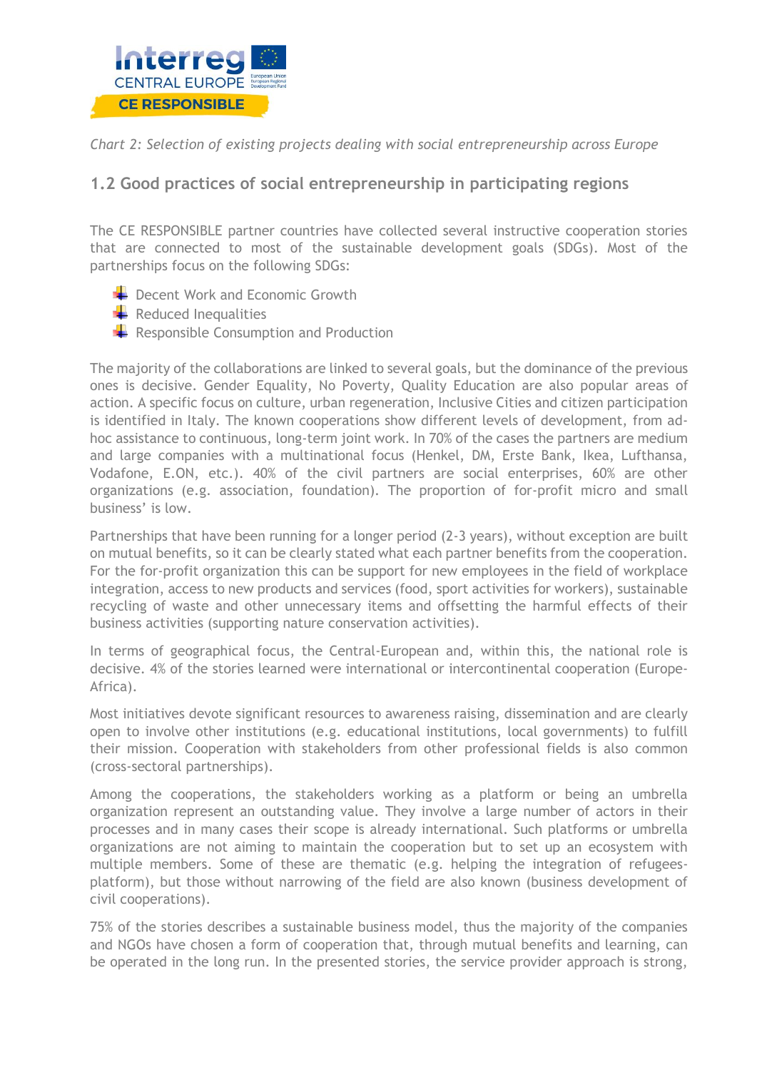*Chart 2: Selection of existing projects dealing with social entrepreneurship across Europe*

## 1.2 Good practices of social entrepreneurship in participating regions

The CE RESPONSIBLE partner countries have collected several instructive cooperation stories that are connected to most of the sustainable development goals (SDGs). Most of the partnerships focus on the following SDGs:

- Decent Work and Economic Growth
- Reduced Inequalities
- Responsible Consumption and Production

The majority of the collaborations are linked to several goals, but the dominance of the previous ones is decisive. Gender Equality, No Poverty, Quality Education are also popular areas of action. A specific focus on culture, urban regeneration, Inclusive Cities and citizen participation is identified in Italy. The known cooperations show different levels of development, from ad-hoc assistance to continuous, long-term joint work. In 70% of the cases the partners are medium and large companies with a multinational focus (Henkel, DM, Erste Bank, Ikea, Lufthansa, Vodafone, E.ON, etc.). 40% of the civil partners are social enterprises, 60% are other organizations (e.g. association, foundation). The proportion of for-profit micro and small business' is low.

Partnerships that have been running for a longer period (2-3 years), without exception are built on mutual benefits, so it can be clearly stated what each partner benefits from the cooperation. For the for-profit organization this can be support for new employees in the field of workplace integration, access to new products and services (food, sport activities for workers), sustainable recycling of waste and other unnecessary items and offsetting the harmful effects of their business activities (supporting nature conservation activities).

In terms of geographical focus, the Central-European and, within this, the national role is decisive. 4% of the stories learned were international or intercontinental cooperation (Europe-Africa).

Most initiatives devote significant resources to awareness raising, dissemination and are clearly open to involve other institutions (e.g. educational institutions, local governments) to fulfill their mission. Cooperation with stakeholders from other professional fields is also common (cross-sectoral partnerships).

Among the cooperations, the stakeholders working as a platform or being an umbrella organization represent an outstanding value. They involve a large number of actors in their processes and in many cases their scope is already international. Such platforms or umbrella organizations are not aiming to maintain the cooperation but to set up an ecosystem with multiple members. Some of these are thematic (e.g. helping the integration of refugees-platform), but those without narrowing of the field are also known (business development of civil cooperations).

75% of the stories describes a sustainable business model, thus the majority of the companies and NGOs have chosen a form of cooperation that, through mutual benefits and learning, can be operated in the long run. In the presented stories, the service provider approach is strong,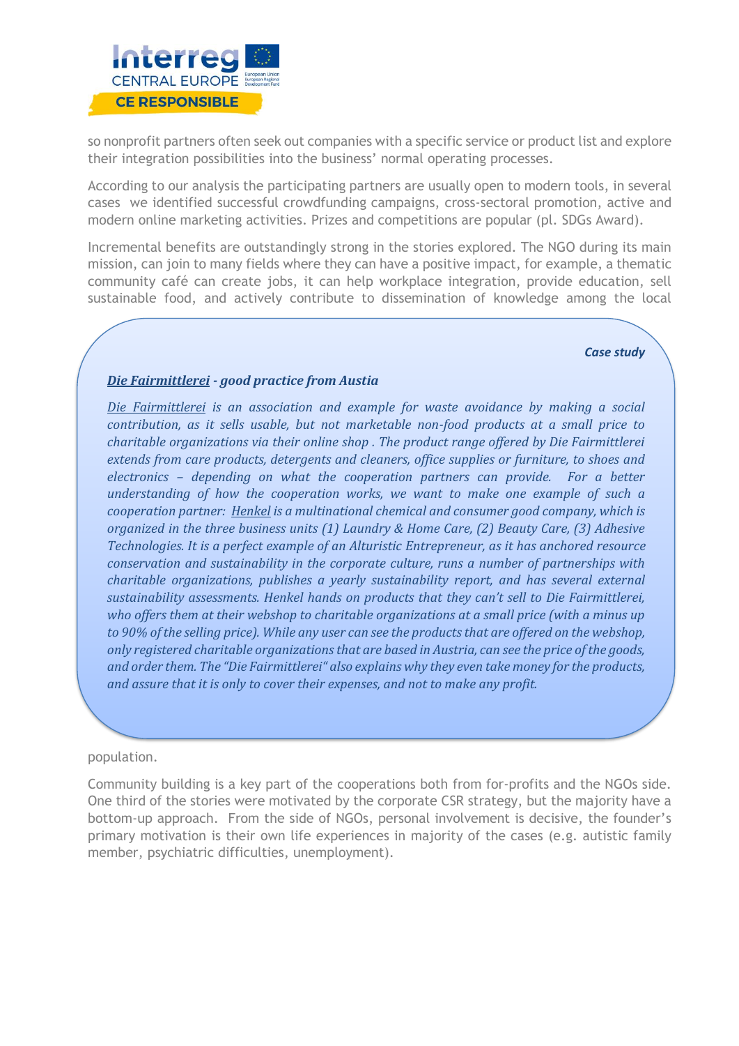so nonprofit partners often seek out companies with a specific service or product list and explore their integration possibilities into the business' normal operating processes.

According to our analysis the participating partners are usually open to modern tools, in several cases we identified successful crowdfunding campaigns, cross-sectoral promotion, active and modern online marketing activities. Prizes and competitions are popular (pl. SDGs Award).

Incremental benefits are outstandingly strong in the stories explored. The NGO during its main mission, can join to many fields where they can have a positive impact, for example, a thematic community café can create jobs, it can help workplace integration, provide education, sell sustainable food, and actively contribute to dissemination of knowledge among the local population.

> ***Case study***
>
> ***Die Fairmittlerei - good practice from Austia***
>
> *Die Fairmittlerei is an association and example for waste avoidance by making a social contribution, as it sells usable, but not marketable non-food products at a small price to charitable organizations via their online shop . The product range offered by Die Fairmittlerei extends from care products, detergents and cleaners, office supplies or furniture, to shoes and electronics – depending on what the cooperation partners can provide. For a better understanding of how the cooperation works, we want to make one example of such a cooperation partner: Henkel is a multinational chemical and consumer good company, which is organized in the three business units (1) Laundry & Home Care, (2) Beauty Care, (3) Adhesive Technologies. It is a perfect example of an Alturistic Entrepreneur, as it has anchored resource conservation and sustainability in the corporate culture, runs a number of partnerships with charitable organizations, publishes a yearly sustainability report, and has several external sustainability assessments. Henkel hands on products that they can't sell to Die Fairmittlerei, who offers them at their webshop to charitable organizations at a small price (with a minus up to 90% of the selling price). While any user can see the products that are offered on the webshop, only registered charitable organizations that are based in Austria, can see the price of the goods, and order them. The "Die Fairmittlerei" also explains why they even take money for the products, and assure that it is only to cover their expenses, and not to make any profit.*

Community building is a key part of the cooperations both from for-profits and the NGOs side. One third of the stories were motivated by the corporate CSR strategy, but the majority have a bottom-up approach. From the side of NGOs, personal involvement is decisive, the founder's primary motivation is their own life experiences in majority of the cases (e.g. autistic family member, psychiatric difficulties, unemployment).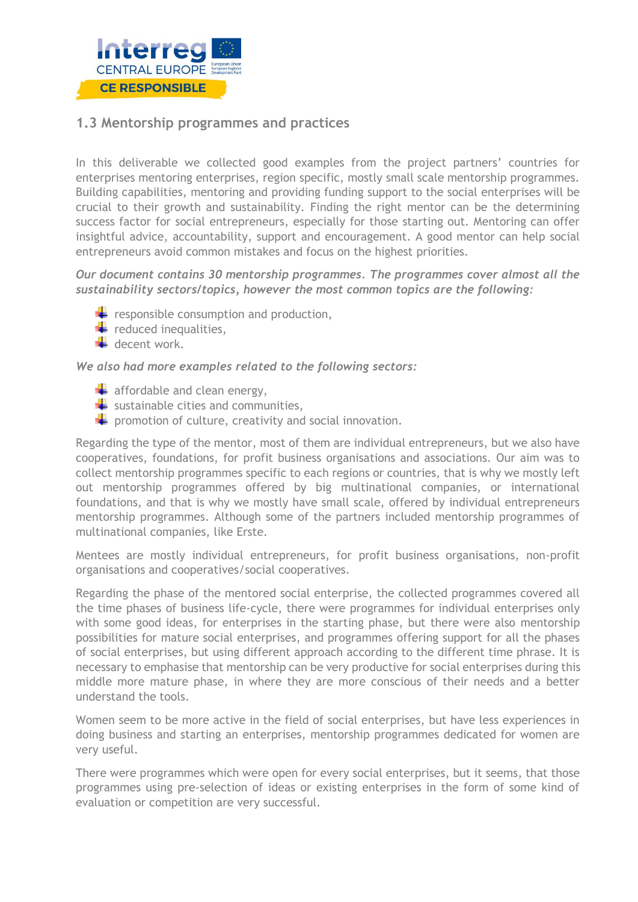## 1.3 Mentorship programmes and practices

In this deliverable we collected good examples from the project partners' countries for enterprises mentoring enterprises, region specific, mostly small scale mentorship programmes. Building capabilities, mentoring and providing funding support to the social enterprises will be crucial to their growth and sustainability. Finding the right mentor can be the determining success factor for social entrepreneurs, especially for those starting out. Mentoring can offer insightful advice, accountability, support and encouragement. A good mentor can help social entrepreneurs avoid common mistakes and focus on the highest priorities.

*Our document contains 30 mentorship programmes. The programmes cover almost all the sustainability sectors/topics, however the most common topics are the following:*

- responsible consumption and production,
- reduced inequalities,
- decent work.

*We also had more examples related to the following sectors:*

- affordable and clean energy,
- sustainable cities and communities,
- promotion of culture, creativity and social innovation.

Regarding the type of the mentor, most of them are individual entrepreneurs, but we also have cooperatives, foundations, for profit business organisations and associations. Our aim was to collect mentorship programmes specific to each regions or countries, that is why we mostly left out mentorship programmes offered by big multinational companies, or international foundations, and that is why we mostly have small scale, offered by individual entrepreneurs mentorship programmes. Although some of the partners included mentorship programmes of multinational companies, like Erste.

Mentees are mostly individual entrepreneurs, for profit business organisations, non-profit organisations and cooperatives/social cooperatives.

Regarding the phase of the mentored social enterprise, the collected programmes covered all the time phases of business life-cycle, there were programmes for individual enterprises only with some good ideas, for enterprises in the starting phase, but there were also mentorship possibilities for mature social enterprises, and programmes offering support for all the phases of social enterprises, but using different approach according to the different time phrase. It is necessary to emphasise that mentorship can be very productive for social enterprises during this middle more mature phase, in where they are more conscious of their needs and a better understand the tools.

Women seem to be more active in the field of social enterprises, but have less experiences in doing business and starting an enterprises, mentorship programmes dedicated for women are very useful.

There were programmes which were open for every social enterprises, but it seems, that those programmes using pre-selection of ideas or existing enterprises in the form of some kind of evaluation or competition are very successful.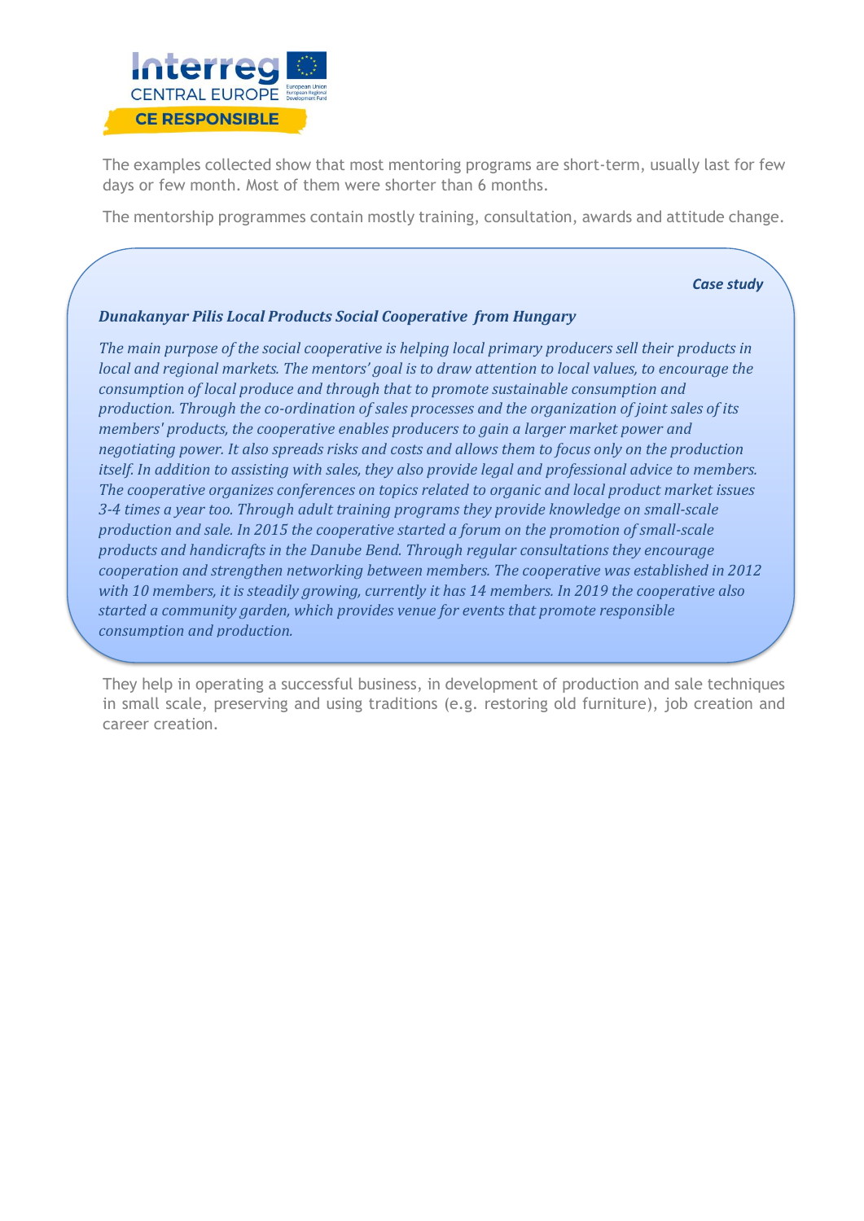The examples collected show that most mentoring programs are short-term, usually last for few days or few month. Most of them were shorter than 6 months.

The mentorship programmes contain mostly training, consultation, awards and attitude change.

***Case study***

***Dunakanyar Pilis Local Products Social Cooperative from Hungary***

*The main purpose of the social cooperative is helping local primary producers sell their products in local and regional markets. The mentors' goal is to draw attention to local values, to encourage the consumption of local produce and through that to promote sustainable consumption and production. Through the co-ordination of sales processes and the organization of joint sales of its members' products, the cooperative enables producers to gain a larger market power and negotiating power. It also spreads risks and costs and allows them to focus only on the production itself. In addition to assisting with sales, they also provide legal and professional advice to members. The cooperative organizes conferences on topics related to organic and local product market issues 3-4 times a year too. Through adult training programs they provide knowledge on small-scale production and sale. In 2015 the cooperative started a forum on the promotion of small-scale products and handicrafts in the Danube Bend. Through regular consultations they encourage cooperation and strengthen networking between members. The cooperative was established in 2012 with 10 members, it is steadily growing, currently it has 14 members. In 2019 the cooperative also started a community garden, which provides venue for events that promote responsible consumption and production.*

They help in operating a successful business, in development of production and sale techniques in small scale, preserving and using traditions (e.g. restoring old furniture), job creation and career creation.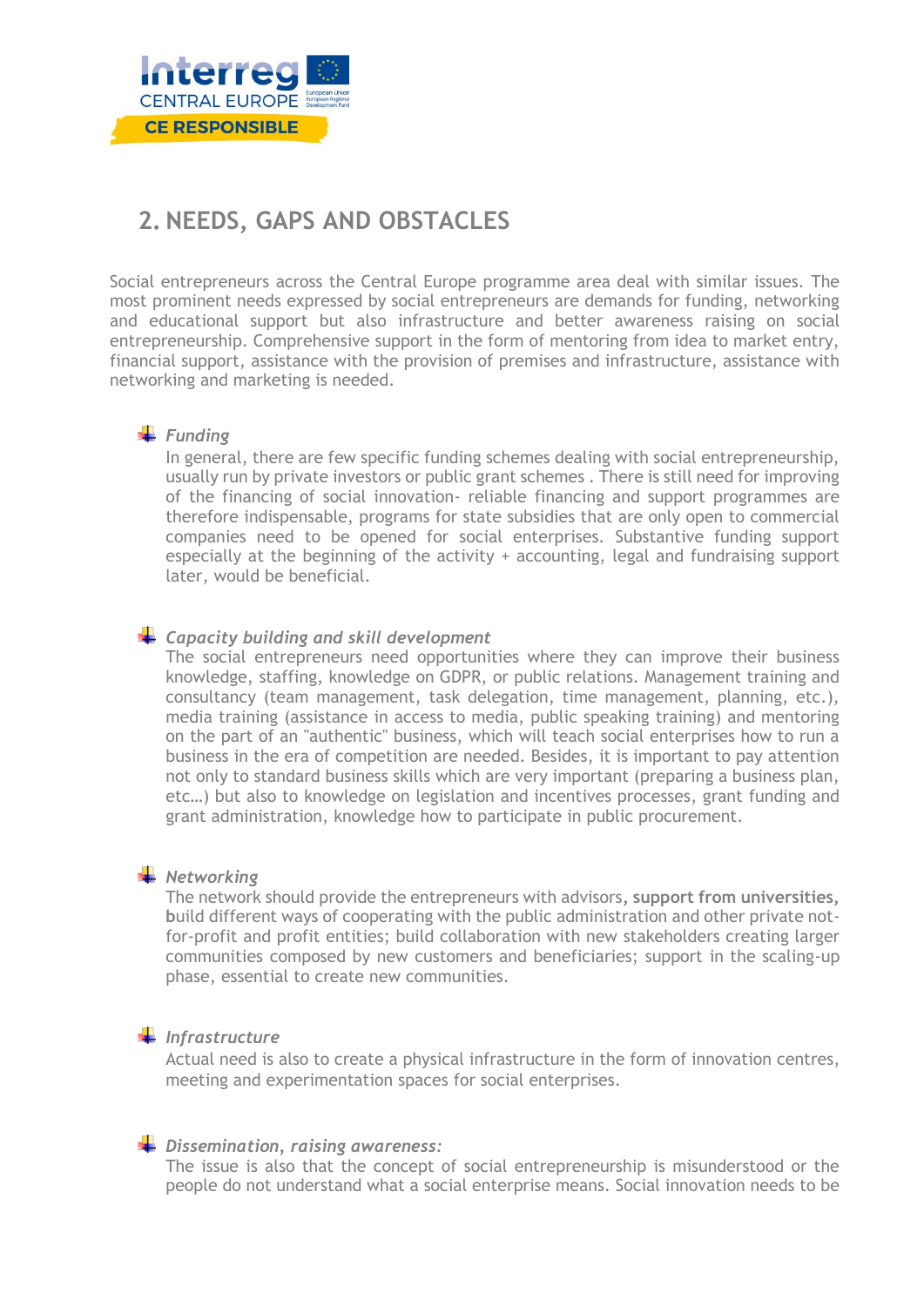## 2. NEEDS, GAPS AND OBSTACLES

Social entrepreneurs across the Central Europe programme area deal with similar issues. The most prominent needs expressed by social entrepreneurs are demands for funding, networking and educational support but also infrastructure and better awareness raising on social entrepreneurship. Comprehensive support in the form of mentoring from idea to market entry, financial support, assistance with the provision of premises and infrastructure, assistance with networking and marketing is needed.

- *Funding*
  In general, there are few specific funding schemes dealing with social entrepreneurship, usually run by private investors or public grant schemes . There is still need for improving of the financing of social innovation- reliable financing and support programmes are therefore indispensable, programs for state subsidies that are only open to commercial companies need to be opened for social enterprises. Substantive funding support especially at the beginning of the activity + accounting, legal and fundraising support later, would be beneficial.

- *Capacity building and skill development*
  The social entrepreneurs need opportunities where they can improve their business knowledge, staffing, knowledge on GDPR, or public relations. Management training and consultancy (team management, task delegation, time management, planning, etc.), media training (assistance in access to media, public speaking training) and mentoring on the part of an "authentic" business, which will teach social enterprises how to run a business in the era of competition are needed. Besides, it is important to pay attention not only to standard business skills which are very important (preparing a business plan, etc…) but also to knowledge on legislation and incentives processes, grant funding and grant administration, knowledge how to participate in public procurement.

- *Networking*
  The network should provide the entrepreneurs with advisors**, support from universities, b**uild different ways of cooperating with the public administration and other private not-for-profit and profit entities; build collaboration with new stakeholders creating larger communities composed by new customers and beneficiaries; support in the scaling-up phase, essential to create new communities.

- *Infrastructure*
  Actual need is also to create a physical infrastructure in the form of innovation centres, meeting and experimentation spaces for social enterprises.

- *Dissemination, raising awareness:*
  The issue is also that the concept of social entrepreneurship is misunderstood or the people do not understand what a social enterprise means. Social innovation needs to be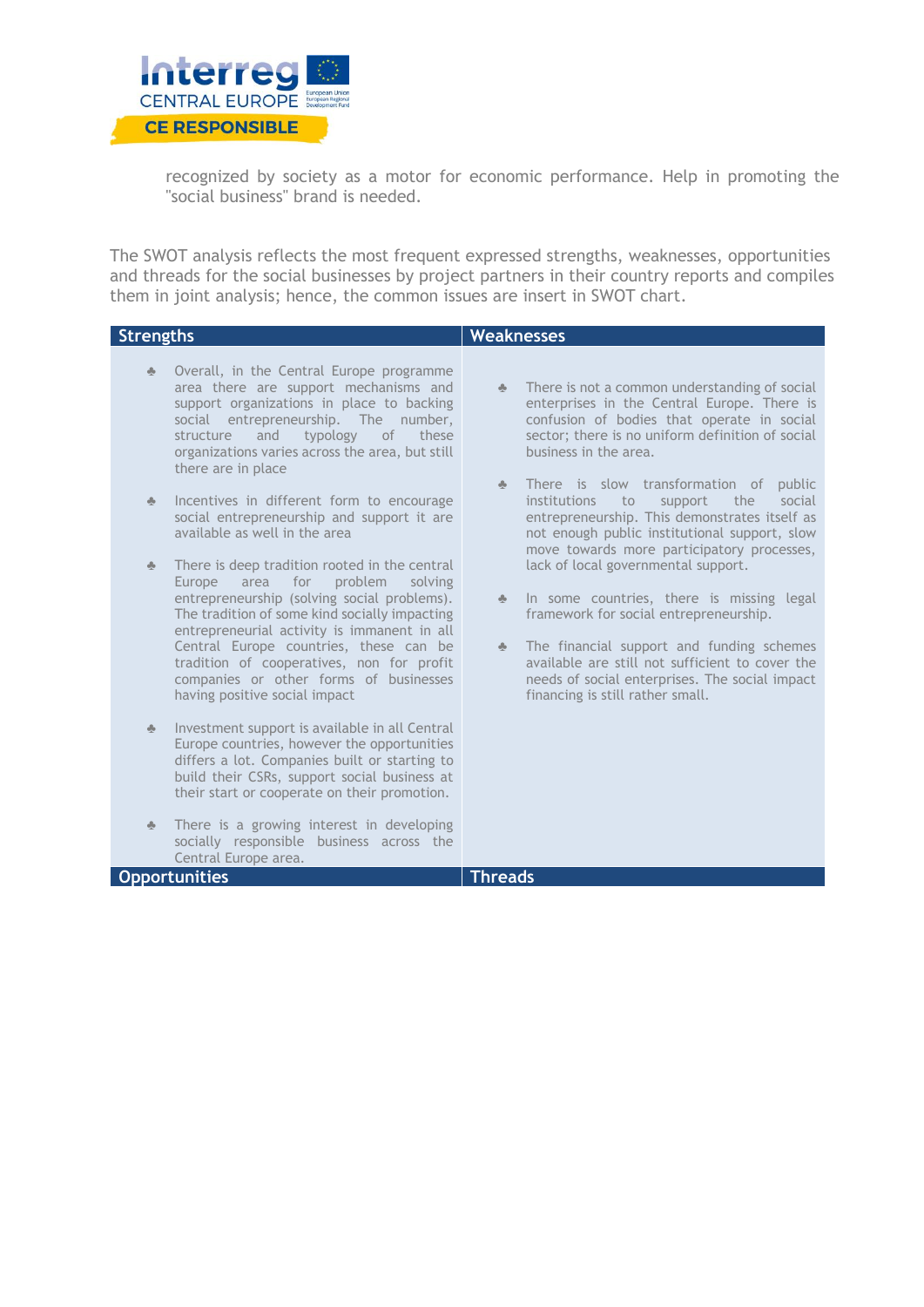recognized by society as a motor for economic performance. Help in promoting the "social business" brand is needed.

The SWOT analysis reflects the most frequent expressed strengths, weaknesses, opportunities and threads for the social businesses by project partners in their country reports and compiles them in joint analysis; hence, the common issues are insert in SWOT chart.

| Strengths | Weaknesses |
|---|---|
| ♣ Overall, in the Central Europe programme area there are support mechanisms and support organizations in place to backing social entrepreneurship. The number, structure and typology of these organizations varies across the area, but still there are in place<br><br>♣ Incentives in different form to encourage social entrepreneurship and support it are available as well in the area<br><br>♣ There is deep tradition rooted in the central Europe area for problem solving entrepreneurship (solving social problems). The tradition of some kind socially impacting entrepreneurial activity is immanent in all Central Europe countries, these can be tradition of cooperatives, non for profit companies or other forms of businesses having positive social impact<br><br>♣ Investment support is available in all Central Europe countries, however the opportunities differs a lot. Companies built or starting to build their CSRs, support social business at their start or cooperate on their promotion.<br><br>♣ There is a growing interest in developing socially responsible business across the Central Europe area. | ♣ There is not a common understanding of social enterprises in the Central Europe. There is confusion of bodies that operate in social sector; there is no uniform definition of social business in the area.<br><br>♣ There is slow transformation of public institutions to support the social entrepreneurship. This demonstrates itself as not enough public institutional support, slow move towards more participatory processes, lack of local governmental support.<br><br>♣ In some countries, there is missing legal framework for social entrepreneurship.<br><br>♣ The financial support and funding schemes available are still not sufficient to cover the needs of social enterprises. The social impact financing is still rather small. |
| **Opportunities** | **Threads** |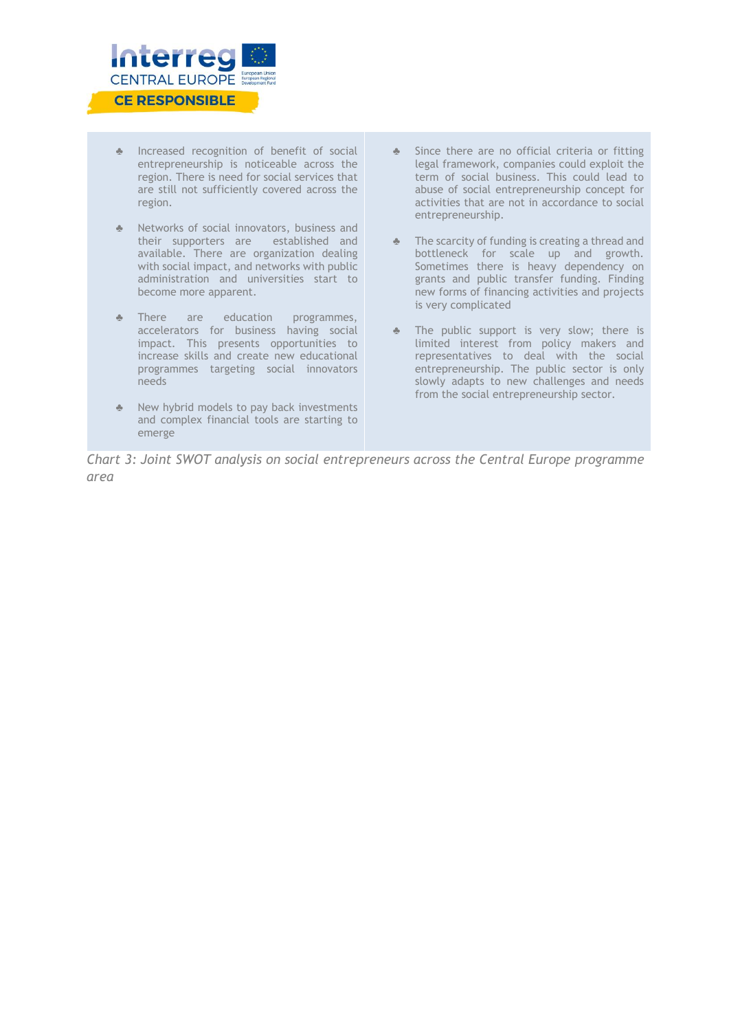| | |
|---|---|
| ♣ Increased recognition of benefit of social entrepreneurship is noticeable across the region. There is need for social services that are still not sufficiently covered across the region.<br><br>♣ Networks of social innovators, business and their supporters are established and available. There are organization dealing with social impact, and networks with public administration and universities start to become more apparent.<br><br>♣ There are education programmes, accelerators for business having social impact. This presents opportunities to increase skills and create new educational programmes targeting social innovators needs<br><br>♣ New hybrid models to pay back investments and complex financial tools are starting to emerge | ♣ Since there are no official criteria or fitting legal framework, companies could exploit the term of social business. This could lead to abuse of social entrepreneurship concept for activities that are not in accordance to social entrepreneurship.<br><br>♣ The scarcity of funding is creating a thread and bottleneck for scale up and growth. Sometimes there is heavy dependency on grants and public transfer funding. Finding new forms of financing activities and projects is very complicated<br><br>♣ The public support is very slow; there is limited interest from policy makers and representatives to deal with the social entrepreneurship. The public sector is only slowly adapts to new challenges and needs from the social entrepreneurship sector. |

*Chart 3: Joint SWOT analysis on social entrepreneurs across the Central Europe programme area*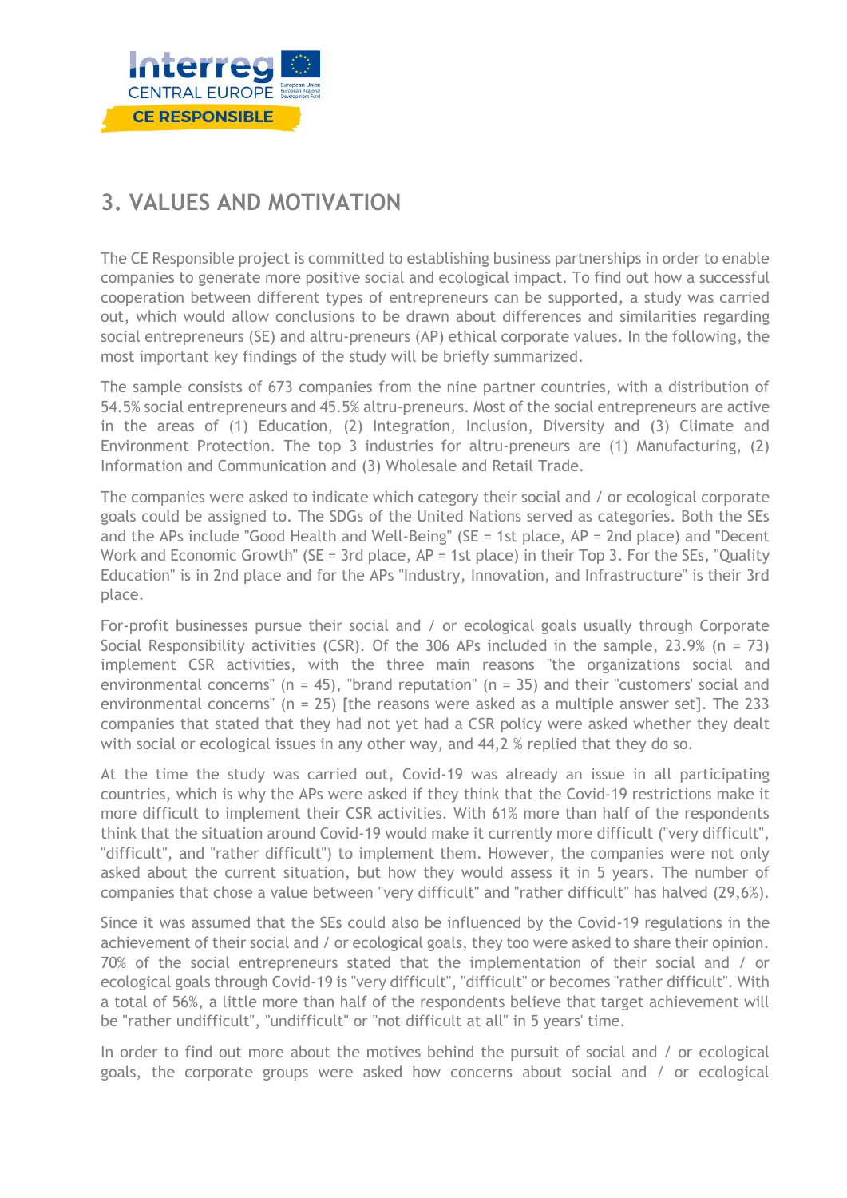## 3. VALUES AND MOTIVATION

The CE Responsible project is committed to establishing business partnerships in order to enable companies to generate more positive social and ecological impact. To find out how a successful cooperation between different types of entrepreneurs can be supported, a study was carried out, which would allow conclusions to be drawn about differences and similarities regarding social entrepreneurs (SE) and altru-preneurs (AP) ethical corporate values. In the following, the most important key findings of the study will be briefly summarized.

The sample consists of 673 companies from the nine partner countries, with a distribution of 54.5% social entrepreneurs and 45.5% altru-preneurs. Most of the social entrepreneurs are active in the areas of (1) Education, (2) Integration, Inclusion, Diversity and (3) Climate and Environment Protection. The top 3 industries for altru-preneurs are (1) Manufacturing, (2) Information and Communication and (3) Wholesale and Retail Trade.

The companies were asked to indicate which category their social and / or ecological corporate goals could be assigned to. The SDGs of the United Nations served as categories. Both the SEs and the APs include "Good Health and Well-Being" (SE = 1st place, AP = 2nd place) and "Decent Work and Economic Growth" (SE = 3rd place, AP = 1st place) in their Top 3. For the SEs, "Quality Education" is in 2nd place and for the APs "Industry, Innovation, and Infrastructure" is their 3rd place.

For-profit businesses pursue their social and / or ecological goals usually through Corporate Social Responsibility activities (CSR). Of the 306 APs included in the sample, 23.9% (n = 73) implement CSR activities, with the three main reasons "the organizations social and environmental concerns" (n = 45), "brand reputation" (n = 35) and their "customers' social and environmental concerns" (n = 25) [the reasons were asked as a multiple answer set]. The 233 companies that stated that they had not yet had a CSR policy were asked whether they dealt with social or ecological issues in any other way, and 44,2 % replied that they do so.

At the time the study was carried out, Covid-19 was already an issue in all participating countries, which is why the APs were asked if they think that the Covid-19 restrictions make it more difficult to implement their CSR activities. With 61% more than half of the respondents think that the situation around Covid-19 would make it currently more difficult ("very difficult", "difficult", and "rather difficult") to implement them. However, the companies were not only asked about the current situation, but how they would assess it in 5 years. The number of companies that chose a value between "very difficult" and "rather difficult" has halved (29,6%).

Since it was assumed that the SEs could also be influenced by the Covid-19 regulations in the achievement of their social and / or ecological goals, they too were asked to share their opinion. 70% of the social entrepreneurs stated that the implementation of their social and / or ecological goals through Covid-19 is "very difficult", "difficult" or becomes "rather difficult". With a total of 56%, a little more than half of the respondents believe that target achievement will be "rather undifficult", "undifficult" or "not difficult at all" in 5 years' time.

In order to find out more about the motives behind the pursuit of social and / or ecological goals, the corporate groups were asked how concerns about social and / or ecological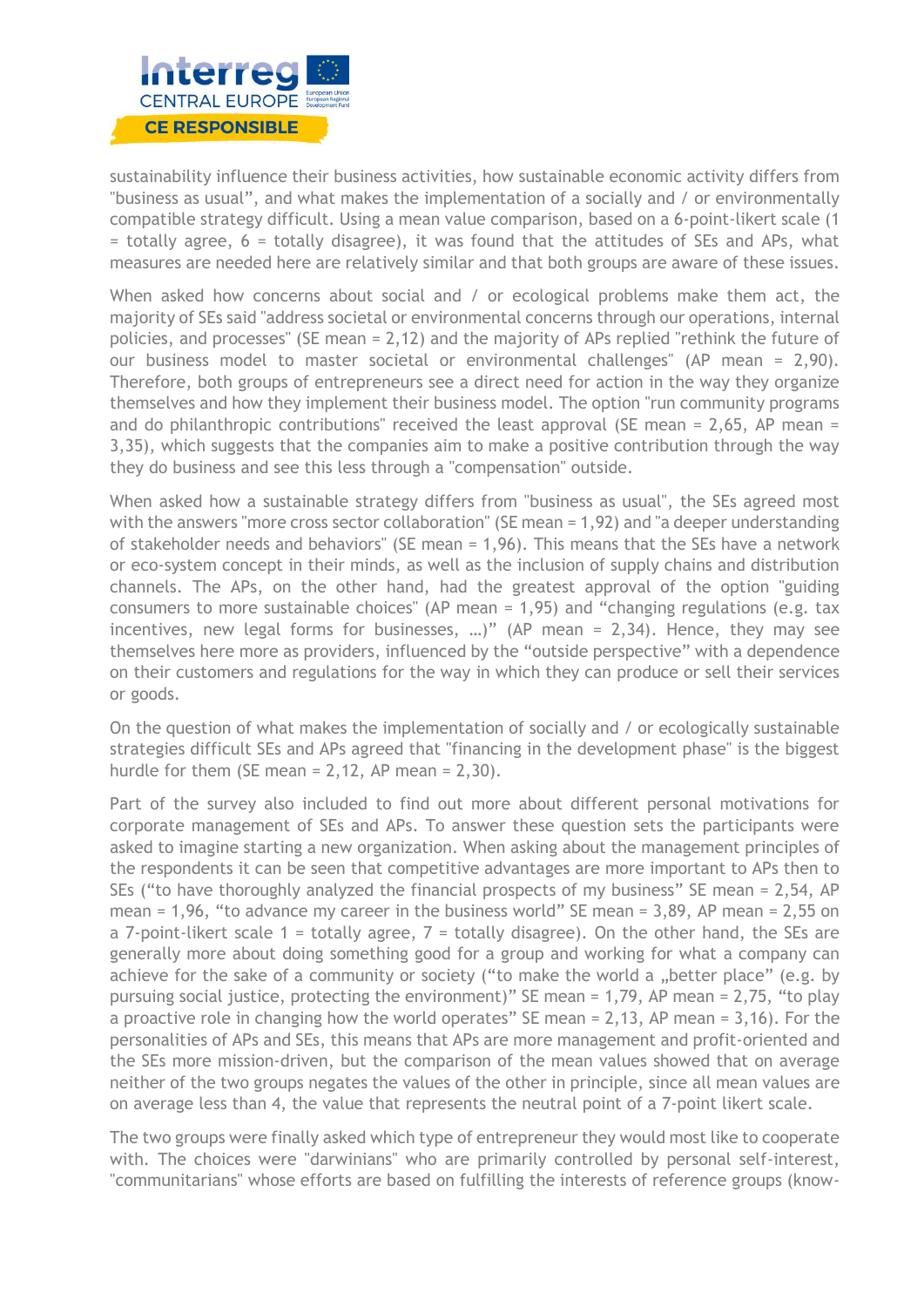sustainability influence their business activities, how sustainable economic activity differs from "business as usual", and what makes the implementation of a socially and / or environmentally compatible strategy difficult. Using a mean value comparison, based on a 6-point-likert scale (1 = totally agree, 6 = totally disagree), it was found that the attitudes of SEs and APs, what measures are needed here are relatively similar and that both groups are aware of these issues.

When asked how concerns about social and / or ecological problems make them act, the majority of SEs said "address societal or environmental concerns through our operations, internal policies, and processes" (SE mean = 2,12) and the majority of APs replied "rethink the future of our business model to master societal or environmental challenges" (AP mean = 2,90). Therefore, both groups of entrepreneurs see a direct need for action in the way they organize themselves and how they implement their business model. The option "run community programs and do philanthropic contributions" received the least approval (SE mean = 2,65, AP mean = 3,35), which suggests that the companies aim to make a positive contribution through the way they do business and see this less through a "compensation" outside.

When asked how a sustainable strategy differs from "business as usual", the SEs agreed most with the answers "more cross sector collaboration" (SE mean = 1,92) and "a deeper understanding of stakeholder needs and behaviors" (SE mean = 1,96). This means that the SEs have a network or eco-system concept in their minds, as well as the inclusion of supply chains and distribution channels. The APs, on the other hand, had the greatest approval of the option "guiding consumers to more sustainable choices" (AP mean = 1,95) and "changing regulations (e.g. tax incentives, new legal forms for businesses, …)" (AP mean = 2,34). Hence, they may see themselves here more as providers, influenced by the "outside perspective" with a dependence on their customers and regulations for the way in which they can produce or sell their services or goods.

On the question of what makes the implementation of socially and / or ecologically sustainable strategies difficult SEs and APs agreed that "financing in the development phase" is the biggest hurdle for them (SE mean = 2,12, AP mean = 2,30).

Part of the survey also included to find out more about different personal motivations for corporate management of SEs and APs. To answer these question sets the participants were asked to imagine starting a new organization. When asking about the management principles of the respondents it can be seen that competitive advantages are more important to APs then to SEs ("to have thoroughly analyzed the financial prospects of my business" SE mean = 2,54, AP mean = 1,96, "to advance my career in the business world" SE mean = 3,89, AP mean = 2,55 on a 7-point-likert scale 1 = totally agree, 7 = totally disagree). On the other hand, the SEs are generally more about doing something good for a group and working for what a company can achieve for the sake of a community or society ("to make the world a „better place" (e.g. by pursuing social justice, protecting the environment)" SE mean = 1,79, AP mean = 2,75, "to play a proactive role in changing how the world operates" SE mean = 2,13, AP mean = 3,16). For the personalities of APs and SEs, this means that APs are more management and profit-oriented and the SEs more mission-driven, but the comparison of the mean values showed that on average neither of the two groups negates the values of the other in principle, since all mean values are on average less than 4, the value that represents the neutral point of a 7-point likert scale.

The two groups were finally asked which type of entrepreneur they would most like to cooperate with. The choices were "darwinians" who are primarily controlled by personal self-interest, "communitarians" whose efforts are based on fulfilling the interests of reference groups (know-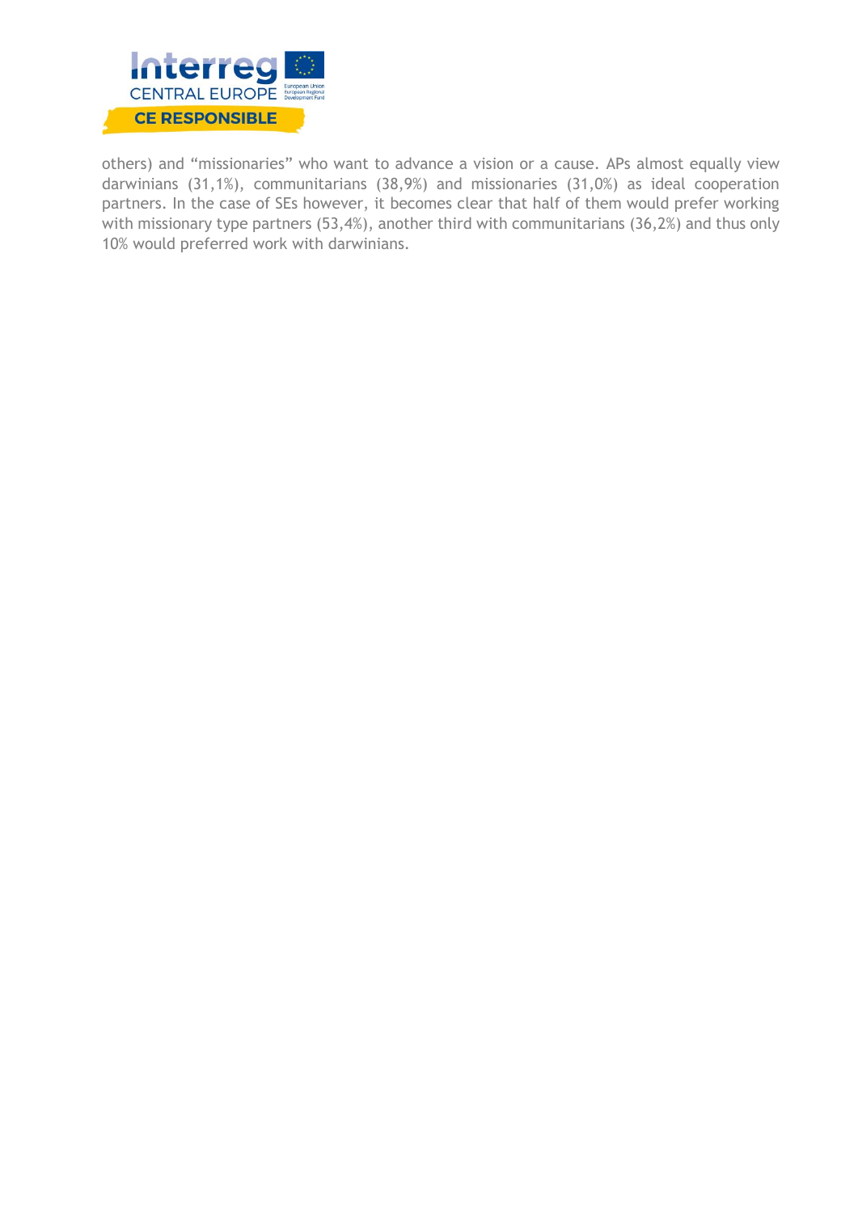others) and “missionaries” who want to advance a vision or a cause. APs almost equally view darwinians (31,1%), communitarians (38,9%) and missionaries (31,0%) as ideal cooperation partners. In the case of SEs however, it becomes clear that half of them would prefer working with missionary type partners (53,4%), another third with communitarians (36,2%) and thus only 10% would preferred work with darwinians.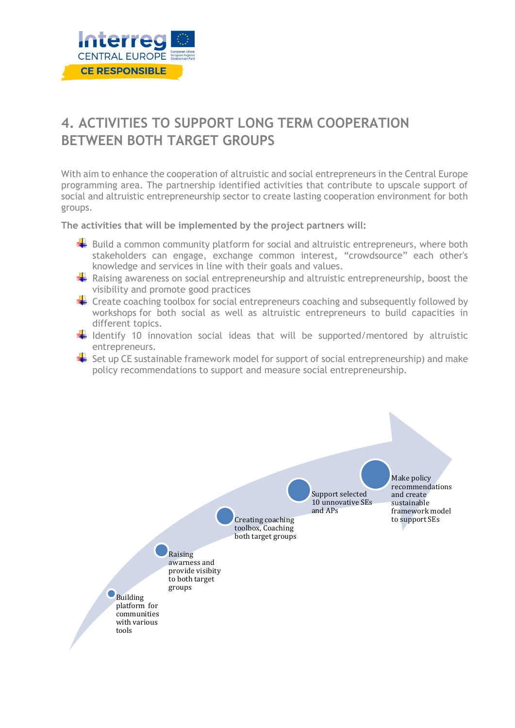# 4. ACTIVITIES TO SUPPORT LONG TERM COOPERATION BETWEEN BOTH TARGET GROUPS

With aim to enhance the cooperation of altruistic and social entrepreneurs in the Central Europe programming area. The partnership identified activities that contribute to upscale support of social and altruistic entrepreneurship sector to create lasting cooperation environment for both groups.

**The activities that will be implemented by the project partners will:**

- Build a common community platform for social and altruistic entrepreneurs, where both stakeholders can engage, exchange common interest, "crowdsource" each other's knowledge and services in line with their goals and values.
- Raising awareness on social entrepreneurship and altruistic entrepreneurship, boost the visibility and promote good practices
- Create coaching toolbox for social entrepreneurs coaching and subsequently followed by workshops for both social as well as altruistic entrepreneurs to build capacities in different topics.
- Identify 10 innovation social ideas that will be supported/mentored by altruistic entrepreneurs.
- Set up CE sustainable framework model for support of social entrepreneurship) and make policy recommendations to support and measure social entrepreneurship.

Building platform for communities with various tools

Raising awarness and provide visibility to both target groups

Creating coaching toolbox, Coaching both target groups

Support selected 10 unnovative SEs and APs

Make policy recommendations and create sustainable framework model to support SEs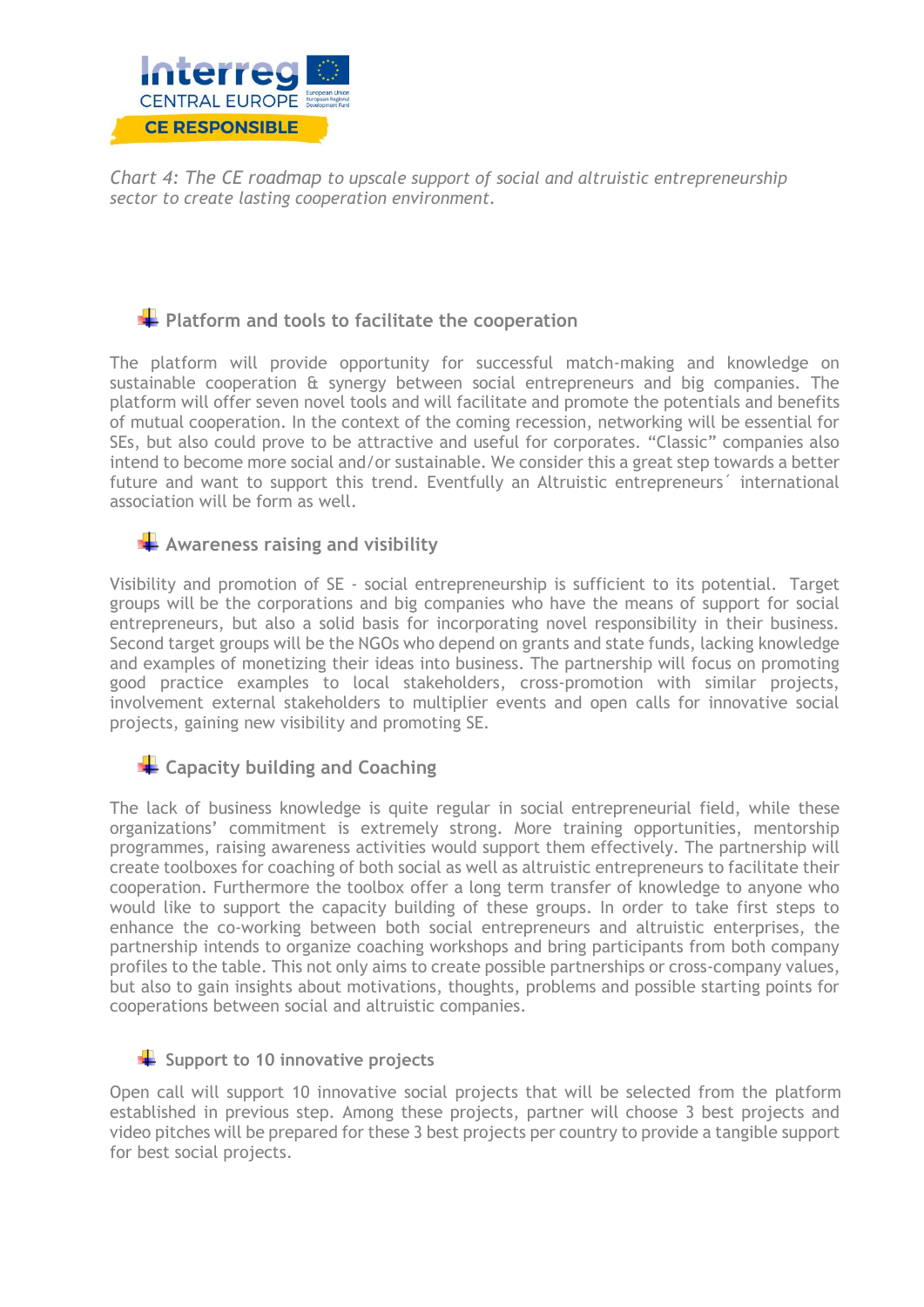*Chart 4: The CE roadmap to upscale support of social and altruistic entrepreneurship sector to create lasting cooperation environment.*

### Platform and tools to facilitate the cooperation

The platform will provide opportunity for successful match-making and knowledge on sustainable cooperation & synergy between social entrepreneurs and big companies. The platform will offer seven novel tools and will facilitate and promote the potentials and benefits of mutual cooperation. In the context of the coming recession, networking will be essential for SEs, but also could prove to be attractive and useful for corporates. "Classic" companies also intend to become more social and/or sustainable. We consider this a great step towards a better future and want to support this trend. Eventfully an Altruistic entrepreneurs´ international association will be form as well.

### Awareness raising and visibility

Visibility and promotion of SE - social entrepreneurship is sufficient to its potential. Target groups will be the corporations and big companies who have the means of support for social entrepreneurs, but also a solid basis for incorporating novel responsibility in their business. Second target groups will be the NGOs who depend on grants and state funds, lacking knowledge and examples of monetizing their ideas into business. The partnership will focus on promoting good practice examples to local stakeholders, cross-promotion with similar projects, involvement external stakeholders to multiplier events and open calls for innovative social projects, gaining new visibility and promoting SE.

### Capacity building and Coaching

The lack of business knowledge is quite regular in social entrepreneurial field, while these organizations' commitment is extremely strong. More training opportunities, mentorship programmes, raising awareness activities would support them effectively. The partnership will create toolboxes for coaching of both social as well as altruistic entrepreneurs to facilitate their cooperation. Furthermore the toolbox offer a long term transfer of knowledge to anyone who would like to support the capacity building of these groups. In order to take first steps to enhance the co-working between both social entrepreneurs and altruistic enterprises, the partnership intends to organize coaching workshops and bring participants from both company profiles to the table. This not only aims to create possible partnerships or cross-company values, but also to gain insights about motivations, thoughts, problems and possible starting points for cooperations between social and altruistic companies.

### Support to 10 innovative projects

Open call will support 10 innovative social projects that will be selected from the platform established in previous step. Among these projects, partner will choose 3 best projects and video pitches will be prepared for these 3 best projects per country to provide a tangible support for best social projects.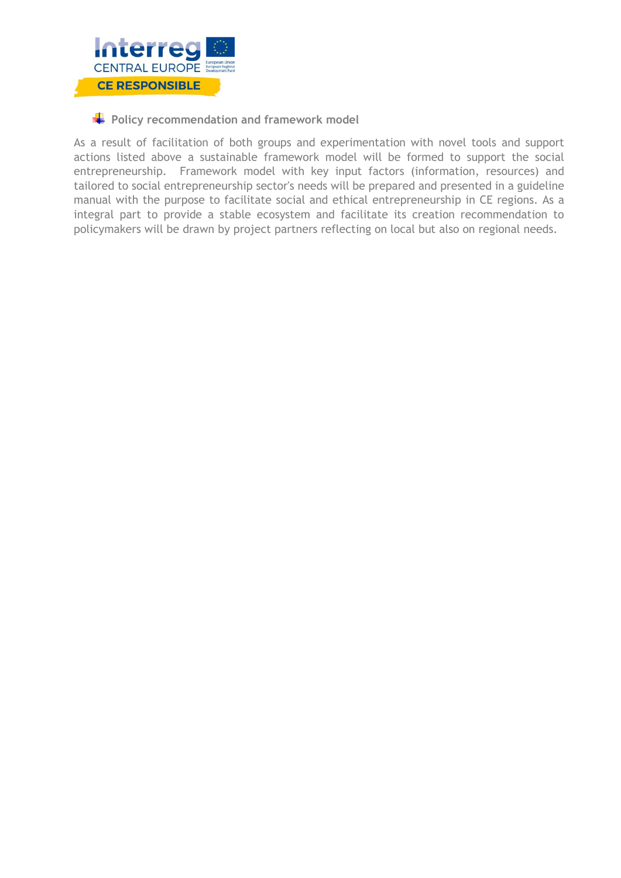- **Policy recommendation and framework model**

As a result of facilitation of both groups and experimentation with novel tools and support actions listed above a sustainable framework model will be formed to support the social entrepreneurship. Framework model with key input factors (information, resources) and tailored to social entrepreneurship sector's needs will be prepared and presented in a guideline manual with the purpose to facilitate social and ethical entrepreneurship in CE regions. As a integral part to provide a stable ecosystem and facilitate its creation recommendation to policymakers will be drawn by project partners reflecting on local but also on regional needs.